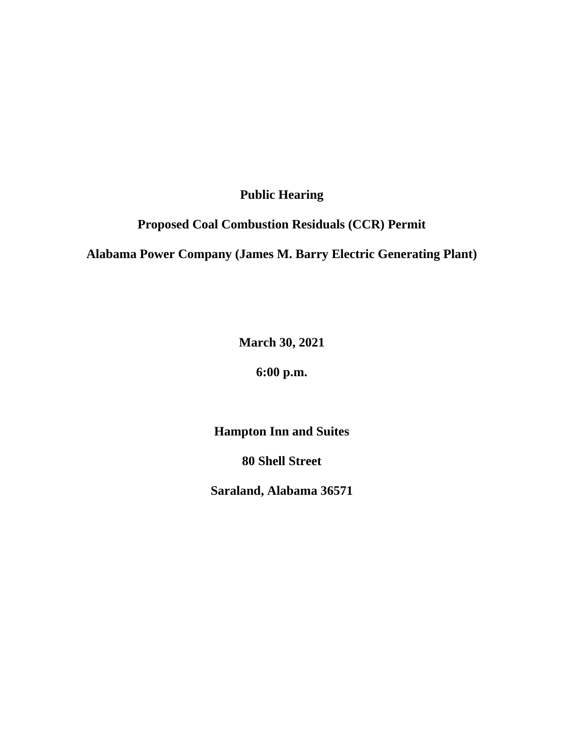**Public Hearing**

**Proposed Coal Combustion Residuals (CCR) Permit**

**Alabama Power Company (James M. Barry Electric Generating Plant)**

**March 30, 2021**

**6:00 p.m.**

**Hampton Inn and Suites**

**80 Shell Street**

**Saraland, Alabama 36571**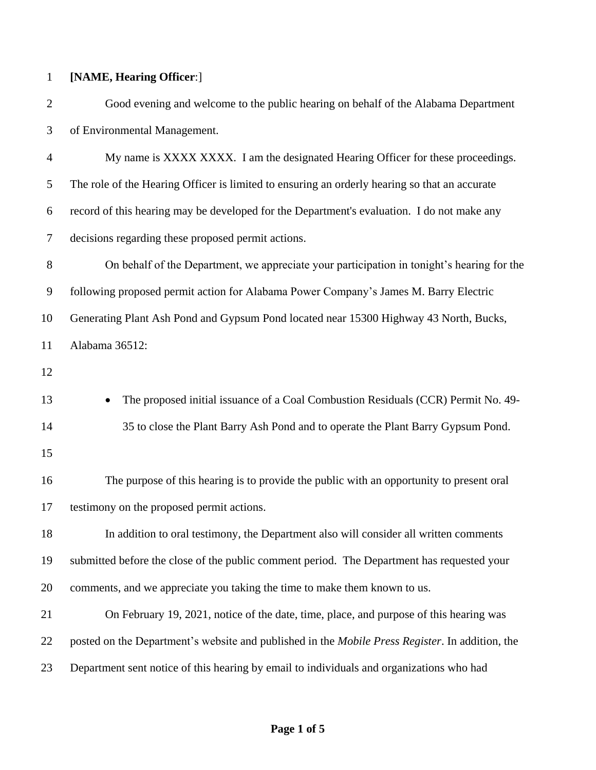**[NAME, Hearing Officer**:]

Good evening and welcome to the public hearing on behalf of the Alabama Department of Environmental Management.

My name is XXXX XXXX. I am the designated Hearing Officer for these proceedings. The role of the Hearing Officer is limited to ensuring an orderly hearing so that an accurate record of this hearing may be developed for the Department's evaluation. I do not make any decisions regarding these proposed permit actions.

On behalf of the Department, we appreciate your participation in tonight's hearing for the following proposed permit action for Alabama Power Company's James M. Barry Electric Generating Plant Ash Pond and Gypsum Pond located near 15300 Highway 43 North, Bucks, Alabama 36512:

- The proposed initial issuance of a Coal Combustion Residuals (CCR) Permit No. 49-35 to close the Plant Barry Ash Pond and to operate the Plant Barry Gypsum Pond.

The purpose of this hearing is to provide the public with an opportunity to present oral testimony on the proposed permit actions.

In addition to oral testimony, the Department also will consider all written comments submitted before the close of the public comment period. The Department has requested your comments, and we appreciate you taking the time to make them known to us.

On February 19, 2021, notice of the date, time, place, and purpose of this hearing was posted on the Department's website and published in the *Mobile Press Register*. In addition, the Department sent notice of this hearing by email to individuals and organizations who had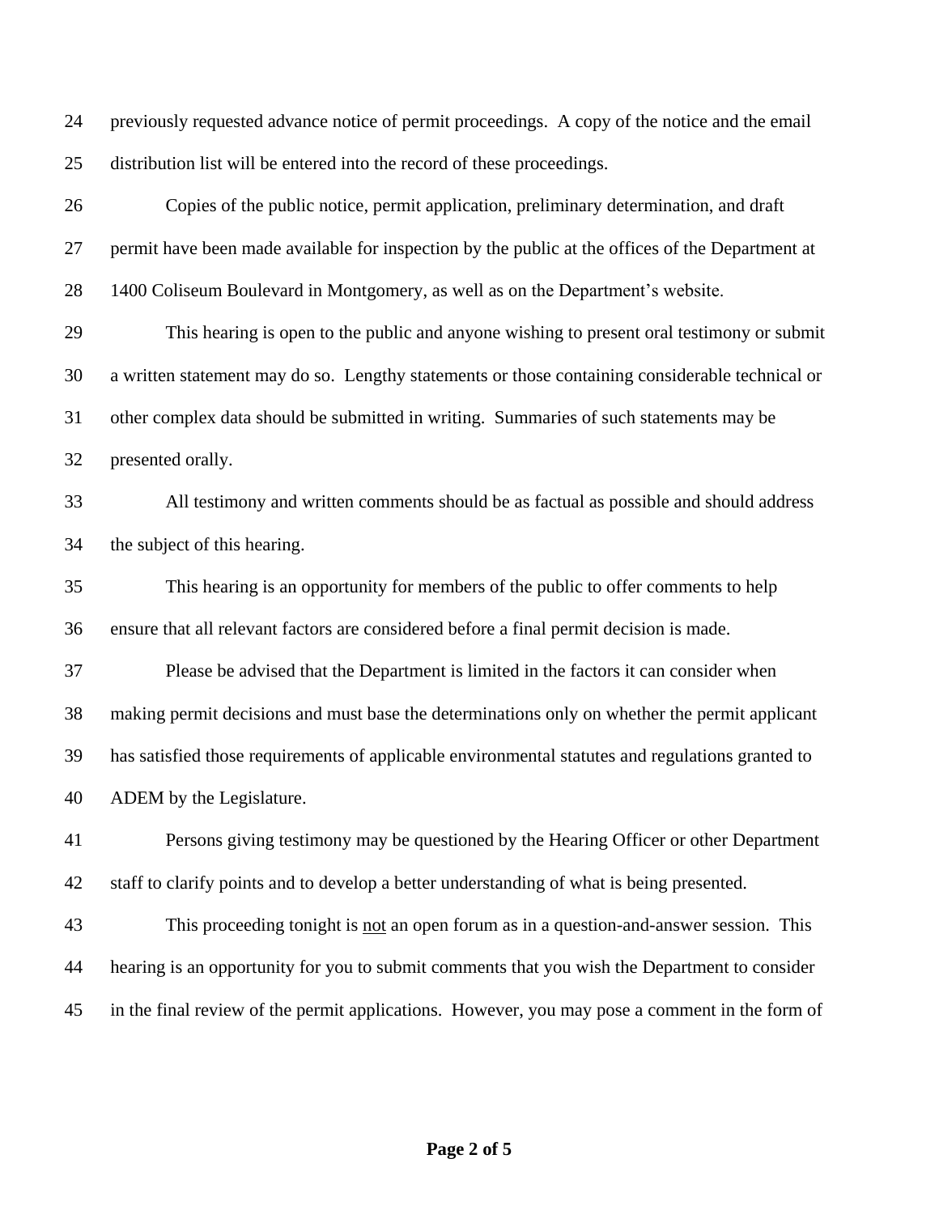previously requested advance notice of permit proceedings. A copy of the notice and the email distribution list will be entered into the record of these proceedings.

Copies of the public notice, permit application, preliminary determination, and draft permit have been made available for inspection by the public at the offices of the Department at 1400 Coliseum Boulevard in Montgomery, as well as on the Department's website.

This hearing is open to the public and anyone wishing to present oral testimony or submit a written statement may do so. Lengthy statements or those containing considerable technical or other complex data should be submitted in writing. Summaries of such statements may be presented orally.

All testimony and written comments should be as factual as possible and should address the subject of this hearing.

This hearing is an opportunity for members of the public to offer comments to help ensure that all relevant factors are considered before a final permit decision is made.

Please be advised that the Department is limited in the factors it can consider when making permit decisions and must base the determinations only on whether the permit applicant has satisfied those requirements of applicable environmental statutes and regulations granted to ADEM by the Legislature.

Persons giving testimony may be questioned by the Hearing Officer or other Department staff to clarify points and to develop a better understanding of what is being presented.

This proceeding tonight is not an open forum as in a question-and-answer session. This hearing is an opportunity for you to submit comments that you wish the Department to consider in the final review of the permit applications. However, you may pose a comment in the form of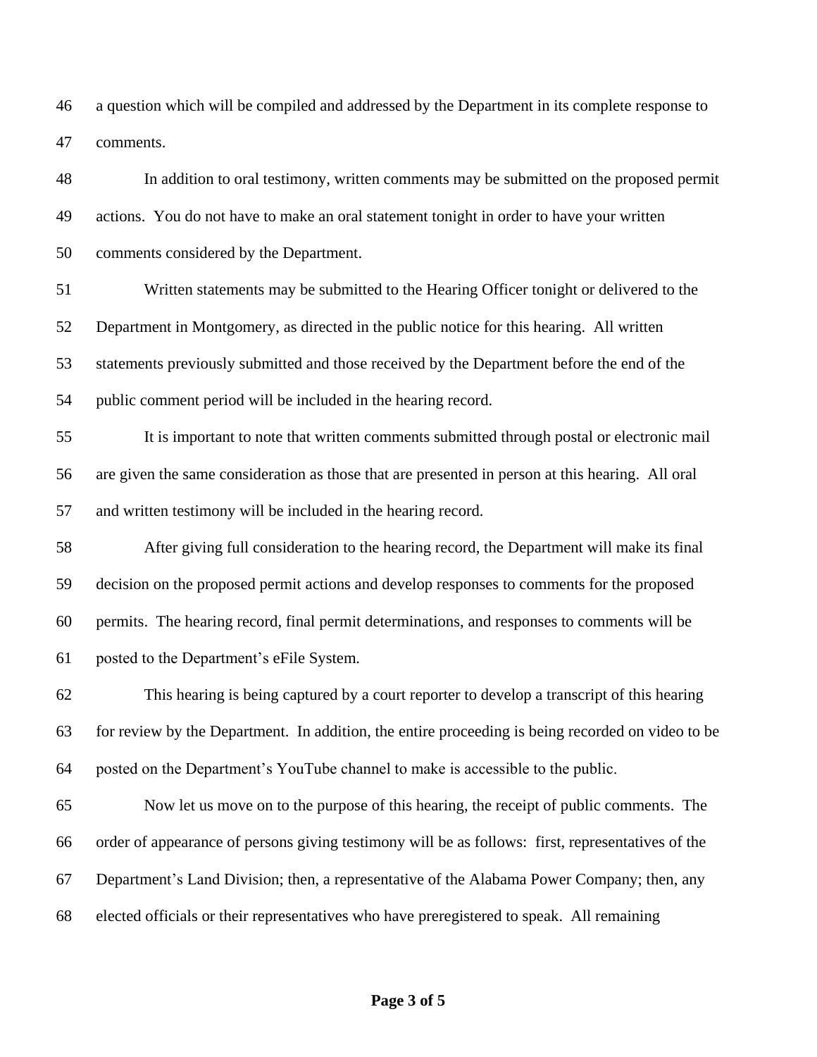a question which will be compiled and addressed by the Department in its complete response to comments.

In addition to oral testimony, written comments may be submitted on the proposed permit actions. You do not have to make an oral statement tonight in order to have your written comments considered by the Department.

Written statements may be submitted to the Hearing Officer tonight or delivered to the Department in Montgomery, as directed in the public notice for this hearing. All written statements previously submitted and those received by the Department before the end of the public comment period will be included in the hearing record.

It is important to note that written comments submitted through postal or electronic mail are given the same consideration as those that are presented in person at this hearing. All oral and written testimony will be included in the hearing record.

After giving full consideration to the hearing record, the Department will make its final decision on the proposed permit actions and develop responses to comments for the proposed permits. The hearing record, final permit determinations, and responses to comments will be posted to the Department's eFile System.

This hearing is being captured by a court reporter to develop a transcript of this hearing for review by the Department. In addition, the entire proceeding is being recorded on video to be posted on the Department's YouTube channel to make is accessible to the public.

Now let us move on to the purpose of this hearing, the receipt of public comments. The order of appearance of persons giving testimony will be as follows: first, representatives of the Department's Land Division; then, a representative of the Alabama Power Company; then, any elected officials or their representatives who have preregistered to speak. All remaining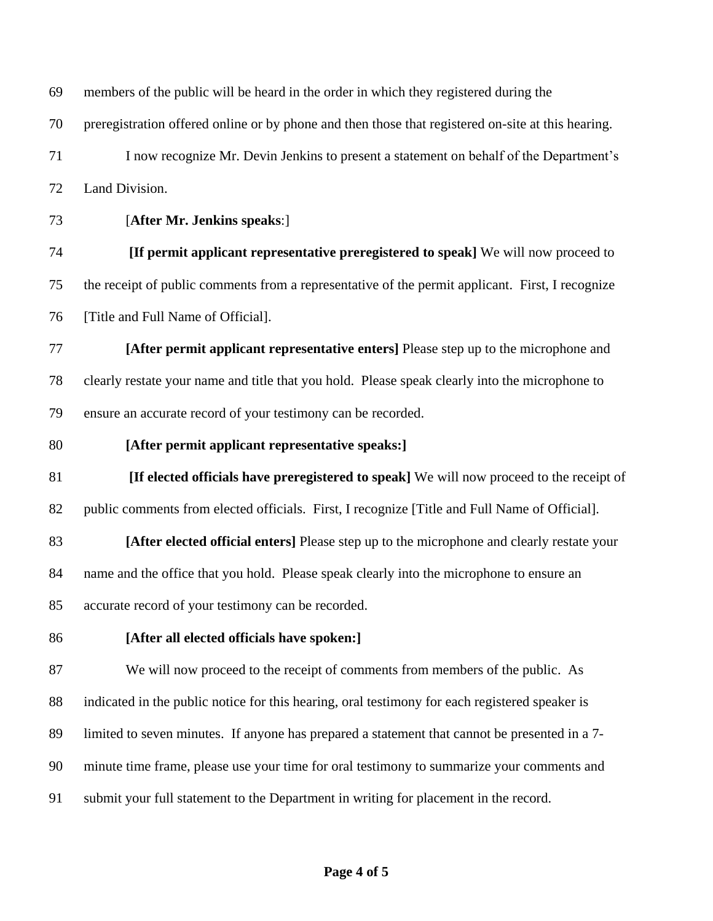members of the public will be heard in the order in which they registered during the preregistration offered online or by phone and then those that registered on-site at this hearing.

I now recognize Mr. Devin Jenkins to present a statement on behalf of the Department's Land Division.

[**After Mr. Jenkins speaks**:]

**[If permit applicant representative preregistered to speak]** We will now proceed to the receipt of public comments from a representative of the permit applicant. First, I recognize [Title and Full Name of Official].

**[After permit applicant representative enters]** Please step up to the microphone and clearly restate your name and title that you hold. Please speak clearly into the microphone to ensure an accurate record of your testimony can be recorded.

**[After permit applicant representative speaks:]**

**[If elected officials have preregistered to speak]** We will now proceed to the receipt of public comments from elected officials. First, I recognize [Title and Full Name of Official].

**[After elected official enters]** Please step up to the microphone and clearly restate your name and the office that you hold. Please speak clearly into the microphone to ensure an accurate record of your testimony can be recorded.

**[After all elected officials have spoken:]**

We will now proceed to the receipt of comments from members of the public. As indicated in the public notice for this hearing, oral testimony for each registered speaker is limited to seven minutes. If anyone has prepared a statement that cannot be presented in a 7-minute time frame, please use your time for oral testimony to summarize your comments and submit your full statement to the Department in writing for placement in the record.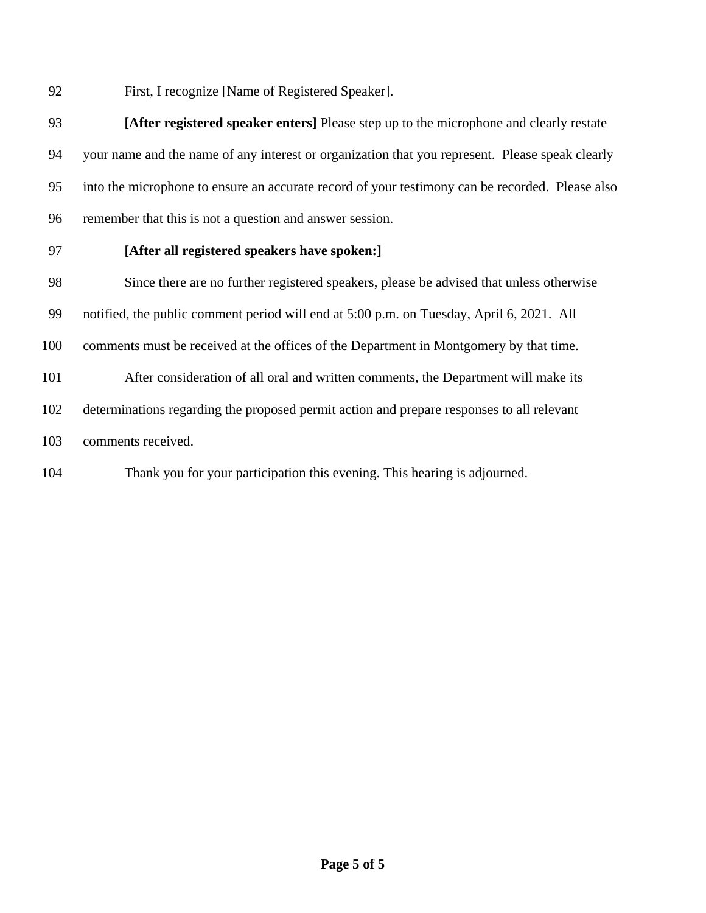First, I recognize [Name of Registered Speaker].

**[After registered speaker enters]** Please step up to the microphone and clearly restate your name and the name of any interest or organization that you represent. Please speak clearly into the microphone to ensure an accurate record of your testimony can be recorded. Please also remember that this is not a question and answer session.

**[After all registered speakers have spoken:]**

Since there are no further registered speakers, please be advised that unless otherwise notified, the public comment period will end at 5:00 p.m. on Tuesday, April 6, 2021. All comments must be received at the offices of the Department in Montgomery by that time.

After consideration of all oral and written comments, the Department will make its determinations regarding the proposed permit action and prepare responses to all relevant comments received.

Thank you for your participation this evening. This hearing is adjourned.